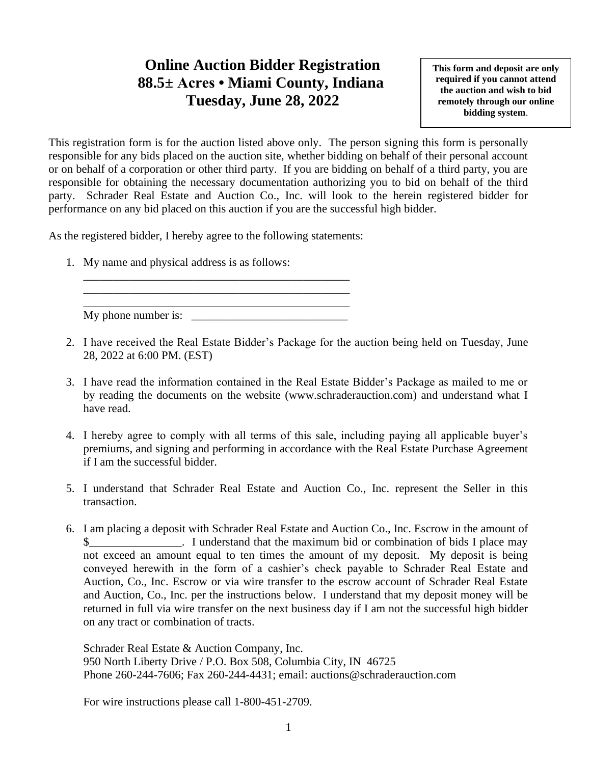# Online Auction Bidder Registration
# 88.5± Acres • Miami County, Indiana
# Tuesday, June 28, 2022

**This form and deposit are only required if you cannot attend the auction and wish to bid remotely through our online bidding system**.

This registration form is for the auction listed above only. The person signing this form is personally responsible for any bids placed on the auction site, whether bidding on behalf of their personal account or on behalf of a corporation or other third party. If you are bidding on behalf of a third party, you are responsible for obtaining the necessary documentation authorizing you to bid on behalf of the third party. Schrader Real Estate and Auction Co., Inc. will look to the herein registered bidder for performance on any bid placed on this auction if you are the successful high bidder.

As the registered bidder, I hereby agree to the following statements:

1. My name and physical address is as follows:
   ________________________________________________
   ________________________________________________
   ________________________________________________
   My phone number is: ___________________________

2. I have received the Real Estate Bidder's Package for the auction being held on Tuesday, June 28, 2022 at 6:00 PM. (EST)

3. I have read the information contained in the Real Estate Bidder's Package as mailed to me or by reading the documents on the website (www.schraderauction.com) and understand what I have read.

4. I hereby agree to comply with all terms of this sale, including paying all applicable buyer's premiums, and signing and performing in accordance with the Real Estate Purchase Agreement if I am the successful bidder.

5. I understand that Schrader Real Estate and Auction Co., Inc. represent the Seller in this transaction.

6. I am placing a deposit with Schrader Real Estate and Auction Co., Inc. Escrow in the amount of $________________. I understand that the maximum bid or combination of bids I place may not exceed an amount equal to ten times the amount of my deposit. My deposit is being conveyed herewith in the form of a cashier's check payable to Schrader Real Estate and Auction, Co., Inc. Escrow or via wire transfer to the escrow account of Schrader Real Estate and Auction, Co., Inc. per the instructions below. I understand that my deposit money will be returned in full via wire transfer on the next business day if I am not the successful high bidder on any tract or combination of tracts.

   Schrader Real Estate & Auction Company, Inc.
   950 North Liberty Drive / P.O. Box 508, Columbia City, IN 46725
   Phone 260-244-7606; Fax 260-244-4431; email: auctions@schraderauction.com

   For wire instructions please call 1-800-451-2709.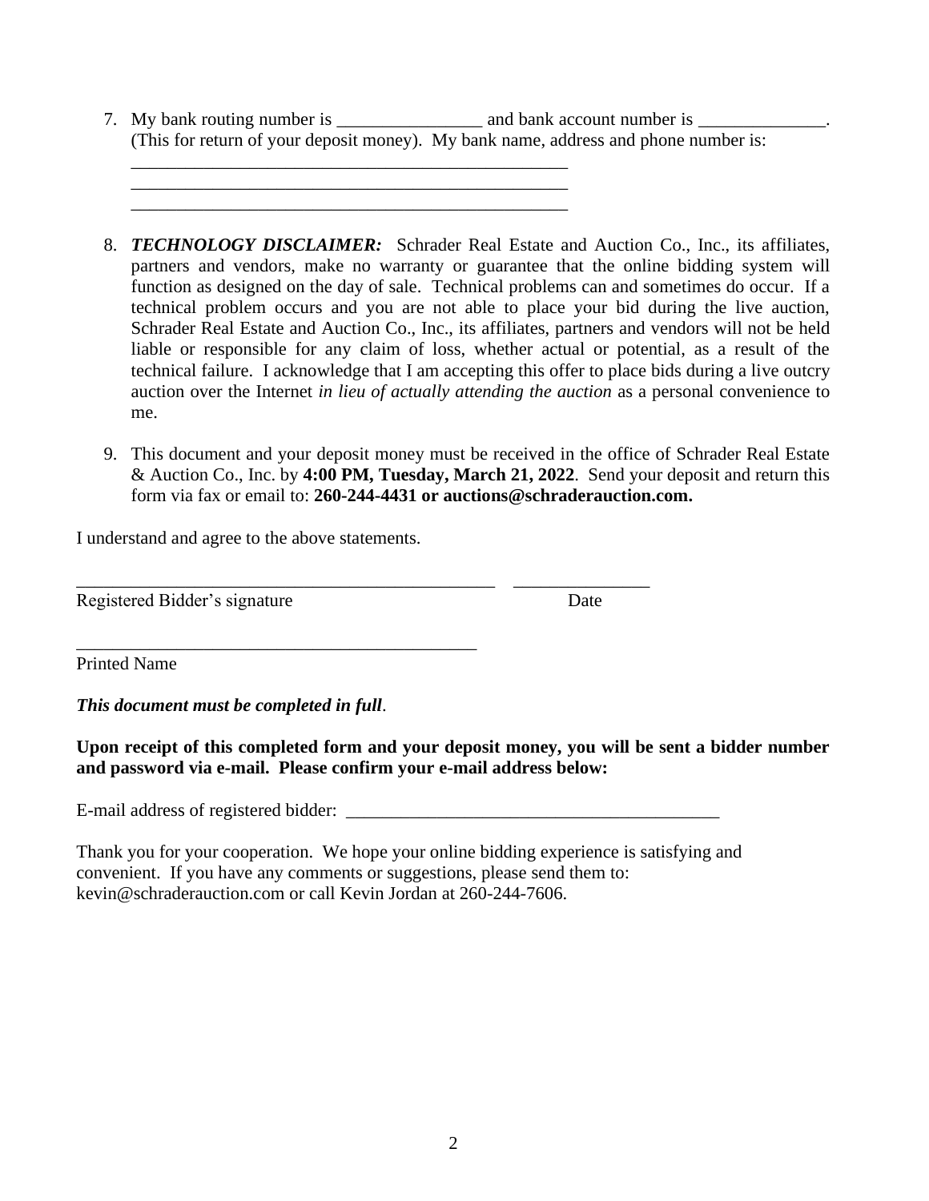7. My bank routing number is ________________ and bank account number is ______________. (This for return of your deposit money). My bank name, address and phone number is:

   _________________________________________________
   _________________________________________________
   _________________________________________________

8. ***TECHNOLOGY DISCLAIMER:*** Schrader Real Estate and Auction Co., Inc., its affiliates, partners and vendors, make no warranty or guarantee that the online bidding system will function as designed on the day of sale. Technical problems can and sometimes do occur. If a technical problem occurs and you are not able to place your bid during the live auction, Schrader Real Estate and Auction Co., Inc., its affiliates, partners and vendors will not be held liable or responsible for any claim of loss, whether actual or potential, as a result of the technical failure. I acknowledge that I am accepting this offer to place bids during a live outcry auction over the Internet *in lieu of actually attending the auction* as a personal convenience to me.

9. This document and your deposit money must be received in the office of Schrader Real Estate & Auction Co., Inc. by **4:00 PM, Tuesday, March 21, 2022**. Send your deposit and return this form via fax or email to: **260-244-4431 or auctions@schraderauction.com.**

I understand and agree to the above statements.

_______________________________________________ _______________
Registered Bidder's signature Date

_____________________________________________
Printed Name

***This document must be completed in full***.

**Upon receipt of this completed form and your deposit money, you will be sent a bidder number and password via e-mail. Please confirm your e-mail address below:**

E-mail address of registered bidder: __________________________________________

Thank you for your cooperation. We hope your online bidding experience is satisfying and convenient. If you have any comments or suggestions, please send them to: kevin@schraderauction.com or call Kevin Jordan at 260-244-7606.